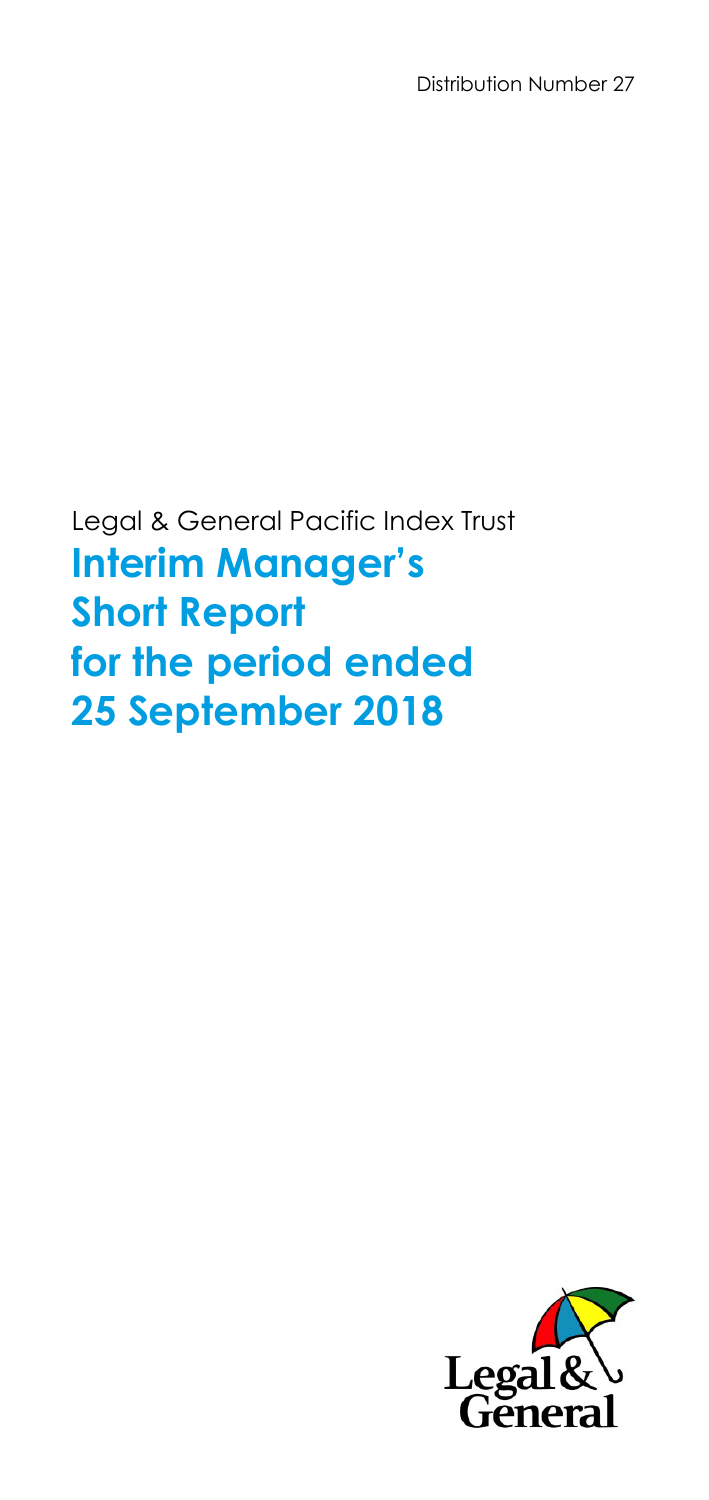Distribution Number 27

Legal & General Pacific Index Trust

# Interim Manager's Short Report for the period ended 25 September 2018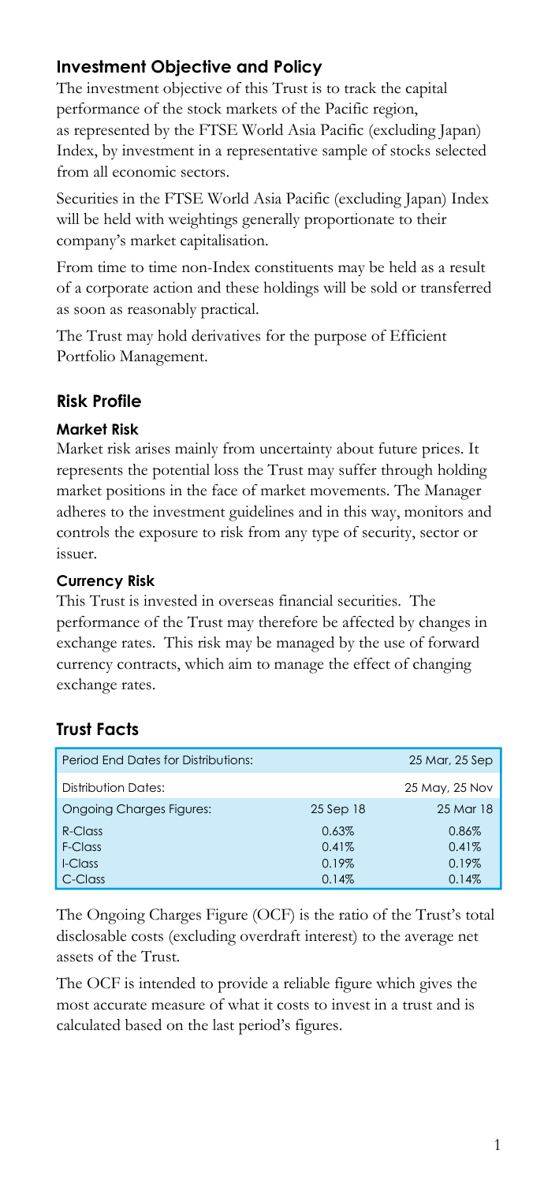## Investment Objective and Policy

The investment objective of this Trust is to track the capital performance of the stock markets of the Pacific region, as represented by the FTSE World Asia Pacific (excluding Japan) Index, by investment in a representative sample of stocks selected from all economic sectors.

Securities in the FTSE World Asia Pacific (excluding Japan) Index will be held with weightings generally proportionate to their company's market capitalisation.

From time to time non-Index constituents may be held as a result of a corporate action and these holdings will be sold or transferred as soon as reasonably practical.

The Trust may hold derivatives for the purpose of Efficient Portfolio Management.

## Risk Profile

### Market Risk

Market risk arises mainly from uncertainty about future prices. It represents the potential loss the Trust may suffer through holding market positions in the face of market movements. The Manager adheres to the investment guidelines and in this way, monitors and controls the exposure to risk from any type of security, sector or issuer.

### Currency Risk

This Trust is invested in overseas financial securities. The performance of the Trust may therefore be affected by changes in exchange rates. This risk may be managed by the use of forward currency contracts, which aim to manage the effect of changing exchange rates.

## Trust Facts

| Period End Dates for Distributions: | | 25 Mar, 25 Sep |
|---|---|---|
| Distribution Dates: | | 25 May, 25 Nov |
| Ongoing Charges Figures: | 25 Sep 18 | 25 Mar 18 |
| R-Class | 0.63% | 0.86% |
| F-Class | 0.41% | 0.41% |
| I-Class | 0.19% | 0.19% |
| C-Class | 0.14% | 0.14% |

The Ongoing Charges Figure (OCF) is the ratio of the Trust's total disclosable costs (excluding overdraft interest) to the average net assets of the Trust.

The OCF is intended to provide a reliable figure which gives the most accurate measure of what it costs to invest in a trust and is calculated based on the last period's figures.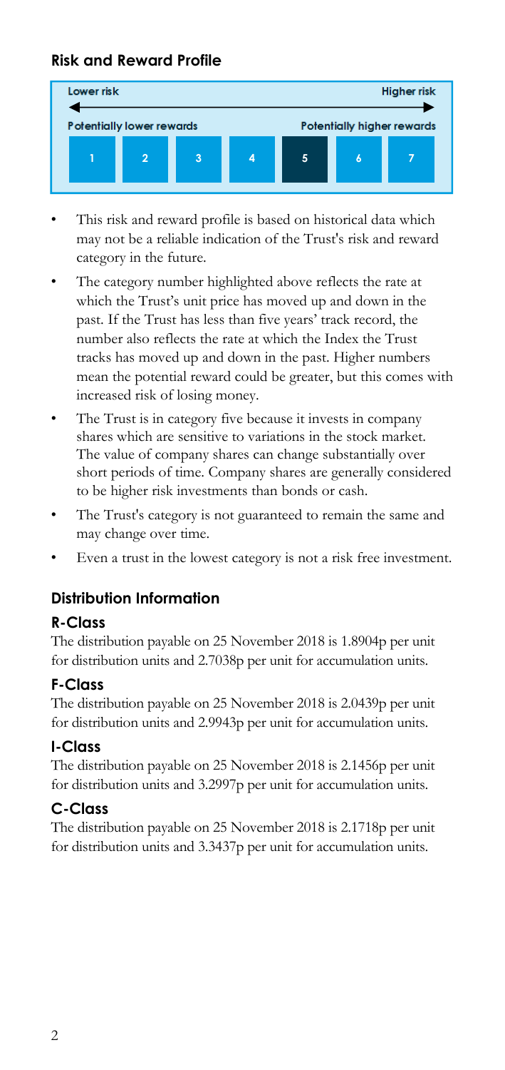## Risk and Reward Profile

| Lower risk | | | | | | Higher risk |
|---|---|---|---|---|---|---|
| Potentially lower rewards | | | | | | Potentially higher rewards |
| 1 | 2 | 3 | 4 | **5** | 6 | 7 |

- This risk and reward profile is based on historical data which may not be a reliable indication of the Trust's risk and reward category in the future.
- The category number highlighted above reflects the rate at which the Trust's unit price has moved up and down in the past. If the Trust has less than five years' track record, the number also reflects the rate at which the Index the Trust tracks has moved up and down in the past. Higher numbers mean the potential reward could be greater, but this comes with increased risk of losing money.
- The Trust is in category five because it invests in company shares which are sensitive to variations in the stock market. The value of company shares can change substantially over short periods of time. Company shares are generally considered to be higher risk investments than bonds or cash.
- The Trust's category is not guaranteed to remain the same and may change over time.
- Even a trust in the lowest category is not a risk free investment.

## Distribution Information

### R-Class

The distribution payable on 25 November 2018 is 1.8904p per unit for distribution units and 2.7038p per unit for accumulation units.

### F-Class

The distribution payable on 25 November 2018 is 2.0439p per unit for distribution units and 2.9943p per unit for accumulation units.

### I-Class

The distribution payable on 25 November 2018 is 2.1456p per unit for distribution units and 3.2997p per unit for accumulation units.

### C-Class

The distribution payable on 25 November 2018 is 2.1718p per unit for distribution units and 3.3437p per unit for accumulation units.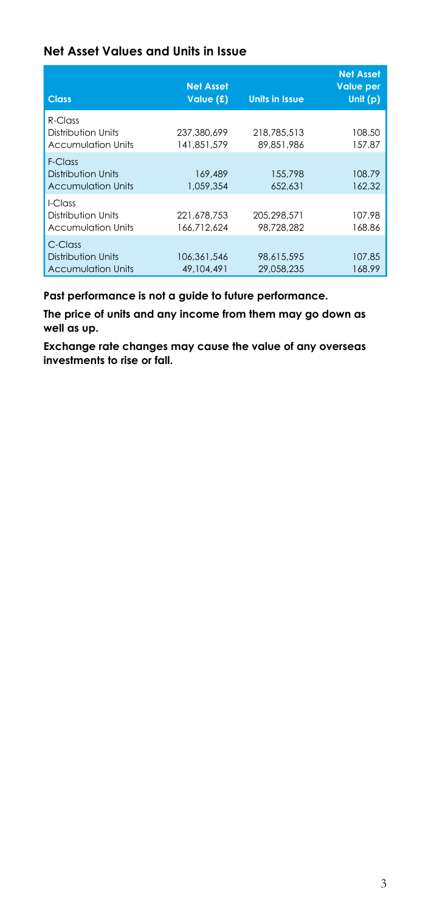## Net Asset Values and Units in Issue

| Class | Net Asset Value (£) | Units in Issue | Net Asset Value per Unit (p) |
|---|---|---|---|
| R-Class | | | |
| Distribution Units | 237,380,699 | 218,785,513 | 108.50 |
| Accumulation Units | 141,851,579 | 89,851,986 | 157.87 |
| F-Class | | | |
| Distribution Units | 169,489 | 155,798 | 108.79 |
| Accumulation Units | 1,059,354 | 652,631 | 162.32 |
| I-Class | | | |
| Distribution Units | 221,678,753 | 205,298,571 | 107.98 |
| Accumulation Units | 166,712,624 | 98,728,282 | 168.86 |
| C-Class | | | |
| Distribution Units | 106,361,546 | 98,615,595 | 107.85 |
| Accumulation Units | 49,104,491 | 29,058,235 | 168.99 |

**Past performance is not a guide to future performance.**

**The price of units and any income from them may go down as well as up.**

**Exchange rate changes may cause the value of any overseas investments to rise or fall.**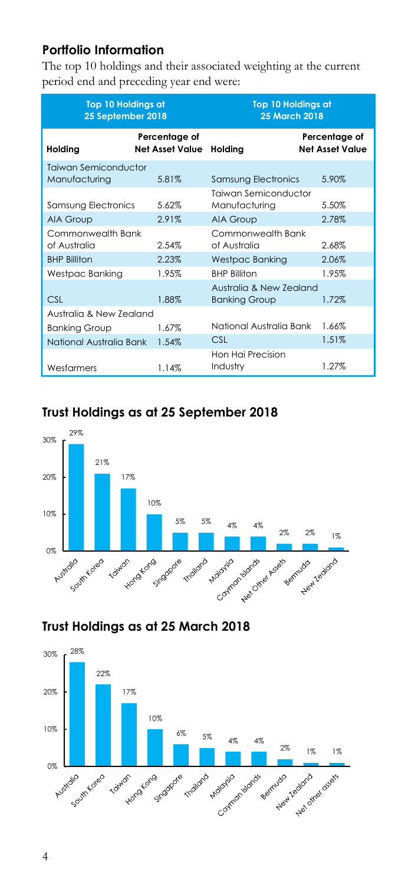## Portfolio Information

The top 10 holdings and their associated weighting at the current period end and preceding year end were:

| Top 10 Holdings at 25 September 2018 | | Top 10 Holdings at 25 March 2018 | |
|---|---|---|---|
| **Holding** | **Percentage of Net Asset Value** | **Holding** | **Percentage of Net Asset Value** |
| Taiwan Semiconductor Manufacturing | 5.81% | Samsung Electronics | 5.90% |
| Samsung Electronics | 5.62% | Taiwan Semiconductor Manufacturing | 5.50% |
| AIA Group | 2.91% | AIA Group | 2.78% |
| Commonwealth Bank of Australia | 2.54% | Commonwealth Bank of Australia | 2.68% |
| BHP Billiton | 2.23% | Westpac Banking | 2.06% |
| Westpac Banking | 1.95% | BHP Billiton | 1.95% |
| CSL | 1.88% | Australia & New Zealand Banking Group | 1.72% |
| Australia & New Zealand Banking Group | 1.67% | National Australia Bank | 1.66% |
| National Australia Bank | 1.54% | CSL | 1.51% |
| Wesfarmers | 1.14% | Hon Hai Precision Industry | 1.27% |

## Trust Holdings as at 25 September 2018

| Country | Percentage |
|---|---|
| Australia | 29% |
| South Korea | 21% |
| Taiwan | 17% |
| Hong Kong | 10% |
| Singapore | 5% |
| Thailand | 5% |
| Malaysia | 4% |
| Cayman Islands | 4% |
| Net Other Assets | 2% |
| Bermuda | 2% |
| New Zealand | 1% |

## Trust Holdings as at 25 March 2018

| Country | Percentage |
|---|---|
| Australia | 28% |
| South Korea | 22% |
| Taiwan | 17% |
| Hong Kong | 10% |
| Singapore | 6% |
| Thailand | 5% |
| Malaysia | 4% |
| Cayman Islands | 4% |
| Bermuda | 2% |
| New Zealand | 1% |
| Net other assets | 1% |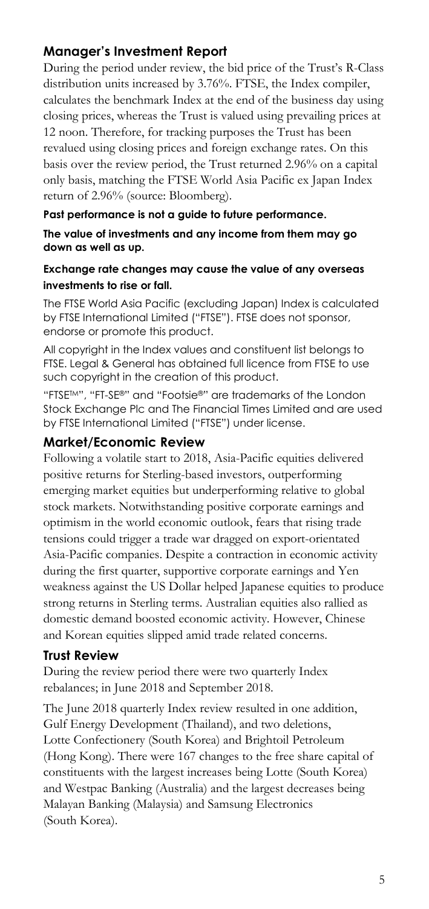## Manager's Investment Report

During the period under review, the bid price of the Trust's R-Class distribution units increased by 3.76%. FTSE, the Index compiler, calculates the benchmark Index at the end of the business day using closing prices, whereas the Trust is valued using prevailing prices at 12 noon. Therefore, for tracking purposes the Trust has been revalued using closing prices and foreign exchange rates. On this basis over the review period, the Trust returned 2.96% on a capital only basis, matching the FTSE World Asia Pacific ex Japan Index return of 2.96% (source: Bloomberg).

**Past performance is not a guide to future performance.**

**The value of investments and any income from them may go down as well as up.**

**Exchange rate changes may cause the value of any overseas investments to rise or fall.**

The FTSE World Asia Pacific (excluding Japan) Index is calculated by FTSE International Limited ("FTSE"). FTSE does not sponsor, endorse or promote this product.

All copyright in the Index values and constituent list belongs to FTSE. Legal & General has obtained full licence from FTSE to use such copyright in the creation of this product.

"FTSE™", "FT-SE®" and "Footsie®" are trademarks of the London Stock Exchange Plc and The Financial Times Limited and are used by FTSE International Limited ("FTSE") under license.

## Market/Economic Review

Following a volatile start to 2018, Asia-Pacific equities delivered positive returns for Sterling-based investors, outperforming emerging market equities but underperforming relative to global stock markets. Notwithstanding positive corporate earnings and optimism in the world economic outlook, fears that rising trade tensions could trigger a trade war dragged on export-orientated Asia-Pacific companies. Despite a contraction in economic activity during the first quarter, supportive corporate earnings and Yen weakness against the US Dollar helped Japanese equities to produce strong returns in Sterling terms. Australian equities also rallied as domestic demand boosted economic activity. However, Chinese and Korean equities slipped amid trade related concerns.

## Trust Review

During the review period there were two quarterly Index rebalances; in June 2018 and September 2018.

The June 2018 quarterly Index review resulted in one addition, Gulf Energy Development (Thailand), and two deletions, Lotte Confectionery (South Korea) and Brightoil Petroleum (Hong Kong). There were 167 changes to the free share capital of constituents with the largest increases being Lotte (South Korea) and Westpac Banking (Australia) and the largest decreases being Malayan Banking (Malaysia) and Samsung Electronics (South Korea).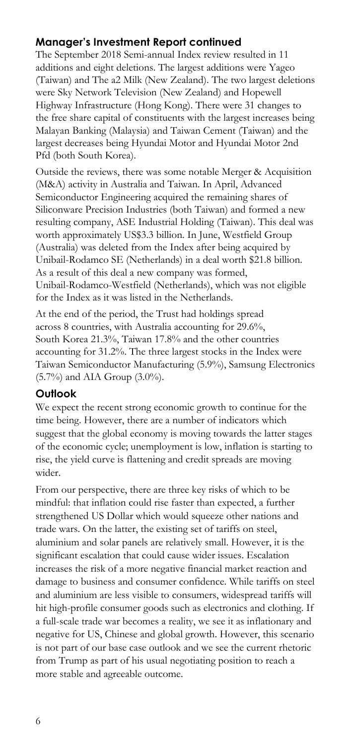## Manager's Investment Report continued

The September 2018 Semi-annual Index review resulted in 11 additions and eight deletions. The largest additions were Yageo (Taiwan) and The a2 Milk (New Zealand). The two largest deletions were Sky Network Television (New Zealand) and Hopewell Highway Infrastructure (Hong Kong). There were 31 changes to the free share capital of constituents with the largest increases being Malayan Banking (Malaysia) and Taiwan Cement (Taiwan) and the largest decreases being Hyundai Motor and Hyundai Motor 2nd Pfd (both South Korea).

Outside the reviews, there was some notable Merger & Acquisition (M&A) activity in Australia and Taiwan. In April, Advanced Semiconductor Engineering acquired the remaining shares of Siliconware Precision Industries (both Taiwan) and formed a new resulting company, ASE Industrial Holding (Taiwan). This deal was worth approximately US$3.3 billion. In June, Westfield Group (Australia) was deleted from the Index after being acquired by Unibail-Rodamco SE (Netherlands) in a deal worth $21.8 billion. As a result of this deal a new company was formed, Unibail-Rodamco-Westfield (Netherlands), which was not eligible for the Index as it was listed in the Netherlands.

At the end of the period, the Trust had holdings spread across 8 countries, with Australia accounting for 29.6%, South Korea 21.3%, Taiwan 17.8% and the other countries accounting for 31.2%. The three largest stocks in the Index were Taiwan Semiconductor Manufacturing (5.9%), Samsung Electronics (5.7%) and AIA Group (3.0%).

## Outlook

We expect the recent strong economic growth to continue for the time being. However, there are a number of indicators which suggest that the global economy is moving towards the latter stages of the economic cycle; unemployment is low, inflation is starting to rise, the yield curve is flattening and credit spreads are moving wider.

From our perspective, there are three key risks of which to be mindful: that inflation could rise faster than expected, a further strengthened US Dollar which would squeeze other nations and trade wars. On the latter, the existing set of tariffs on steel, aluminium and solar panels are relatively small. However, it is the significant escalation that could cause wider issues. Escalation increases the risk of a more negative financial market reaction and damage to business and consumer confidence. While tariffs on steel and aluminium are less visible to consumers, widespread tariffs will hit high-profile consumer goods such as electronics and clothing. If a full-scale trade war becomes a reality, we see it as inflationary and negative for US, Chinese and global growth. However, this scenario is not part of our base case outlook and we see the current rhetoric from Trump as part of his usual negotiating position to reach a more stable and agreeable outcome.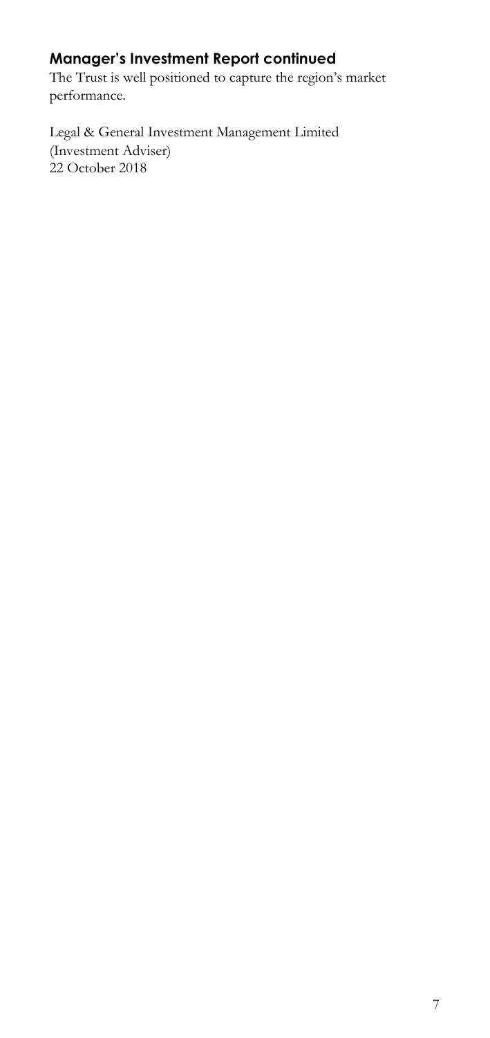## Manager's Investment Report continued

The Trust is well positioned to capture the region's market performance.

Legal & General Investment Management Limited
(Investment Adviser)
22 October 2018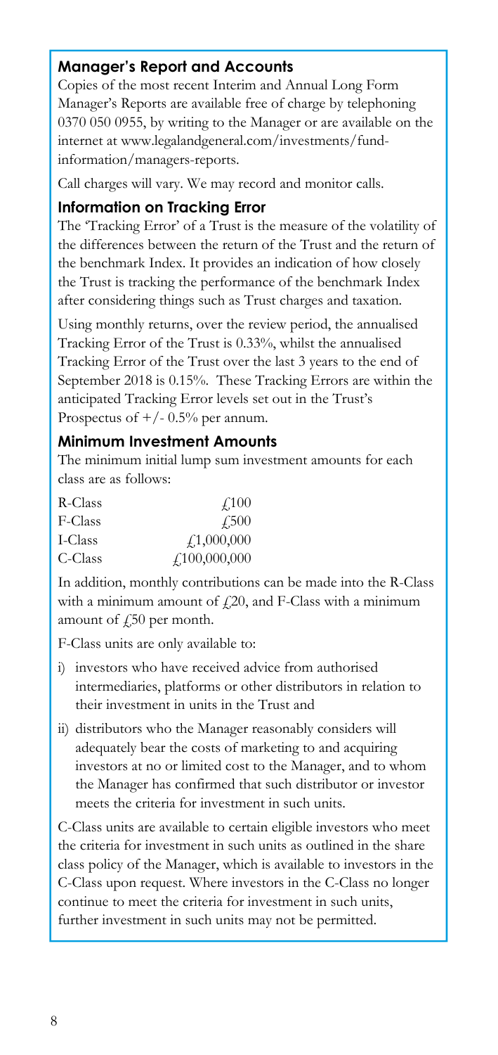## Manager's Report and Accounts

Copies of the most recent Interim and Annual Long Form Manager's Reports are available free of charge by telephoning 0370 050 0955, by writing to the Manager or are available on the internet at www.legalandgeneral.com/investments/fund-information/managers-reports.

Call charges will vary. We may record and monitor calls.

## Information on Tracking Error

The 'Tracking Error' of a Trust is the measure of the volatility of the differences between the return of the Trust and the return of the benchmark Index. It provides an indication of how closely the Trust is tracking the performance of the benchmark Index after considering things such as Trust charges and taxation.

Using monthly returns, over the review period, the annualised Tracking Error of the Trust is 0.33%, whilst the annualised Tracking Error of the Trust over the last 3 years to the end of September 2018 is 0.15%. These Tracking Errors are within the anticipated Tracking Error levels set out in the Trust's Prospectus of +/- 0.5% per annum.

## Minimum Investment Amounts

The minimum initial lump sum investment amounts for each class are as follows:

| | |
|---|---|
| R-Class | £100 |
| F-Class | £500 |
| I-Class | £1,000,000 |
| C-Class | £100,000,000 |

In addition, monthly contributions can be made into the R-Class with a minimum amount of £20, and F-Class with a minimum amount of £50 per month.

F-Class units are only available to:

i) investors who have received advice from authorised intermediaries, platforms or other distributors in relation to their investment in units in the Trust and

ii) distributors who the Manager reasonably considers will adequately bear the costs of marketing to and acquiring investors at no or limited cost to the Manager, and to whom the Manager has confirmed that such distributor or investor meets the criteria for investment in such units.

C-Class units are available to certain eligible investors who meet the criteria for investment in such units as outlined in the share class policy of the Manager, which is available to investors in the C-Class upon request. Where investors in the C-Class no longer continue to meet the criteria for investment in such units, further investment in such units may not be permitted.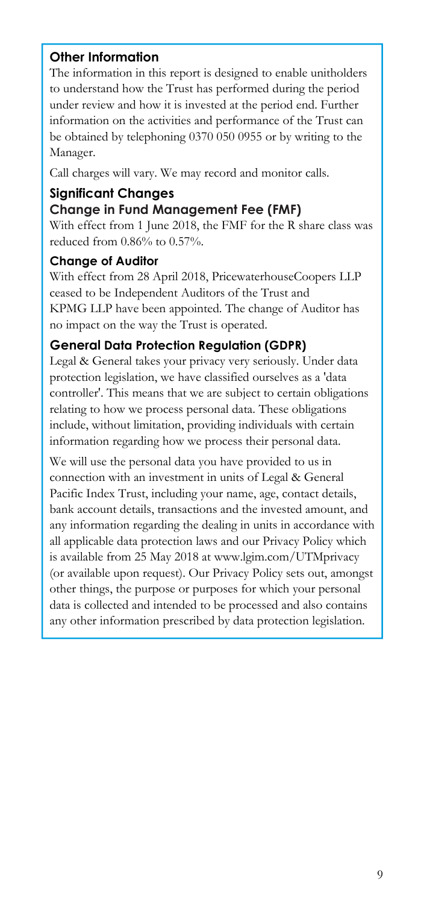## Other Information

The information in this report is designed to enable unitholders to understand how the Trust has performed during the period under review and how it is invested at the period end. Further information on the activities and performance of the Trust can be obtained by telephoning 0370 050 0955 or by writing to the Manager.

Call charges will vary. We may record and monitor calls.

## Significant Changes

### Change in Fund Management Fee (FMF)

With effect from 1 June 2018, the FMF for the R share class was reduced from 0.86% to 0.57%.

### Change of Auditor

With effect from 28 April 2018, PricewaterhouseCoopers LLP ceased to be Independent Auditors of the Trust and KPMG LLP have been appointed. The change of Auditor has no impact on the way the Trust is operated.

### General Data Protection Regulation (GDPR)

Legal & General takes your privacy very seriously. Under data protection legislation, we have classified ourselves as a 'data controller'. This means that we are subject to certain obligations relating to how we process personal data. These obligations include, without limitation, providing individuals with certain information regarding how we process their personal data.

We will use the personal data you have provided to us in connection with an investment in units of Legal & General Pacific Index Trust, including your name, age, contact details, bank account details, transactions and the invested amount, and any information regarding the dealing in units in accordance with all applicable data protection laws and our Privacy Policy which is available from 25 May 2018 at www.lgim.com/UTMprivacy (or available upon request). Our Privacy Policy sets out, amongst other things, the purpose or purposes for which your personal data is collected and intended to be processed and also contains any other information prescribed by data protection legislation.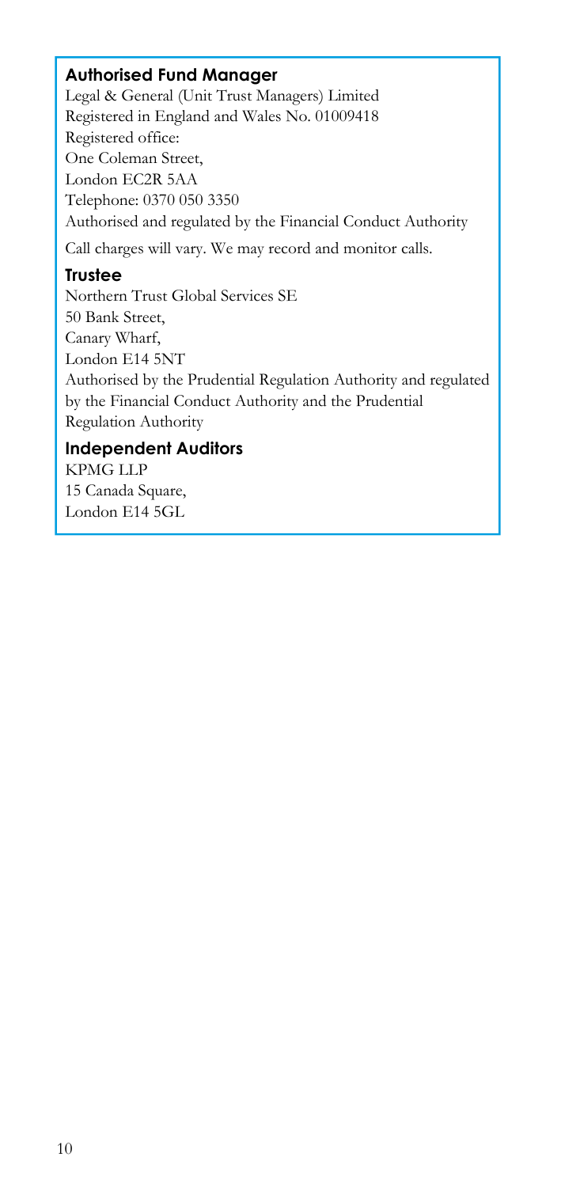### Authorised Fund Manager

Legal & General (Unit Trust Managers) Limited
Registered in England and Wales No. 01009418
Registered office:
One Coleman Street,
London EC2R 5AA
Telephone: 0370 050 3350
Authorised and regulated by the Financial Conduct Authority

Call charges will vary. We may record and monitor calls.

### Trustee

Northern Trust Global Services SE
50 Bank Street,
Canary Wharf,
London E14 5NT
Authorised by the Prudential Regulation Authority and regulated by the Financial Conduct Authority and the Prudential Regulation Authority

### Independent Auditors

KPMG LLP
15 Canada Square,
London E14 5GL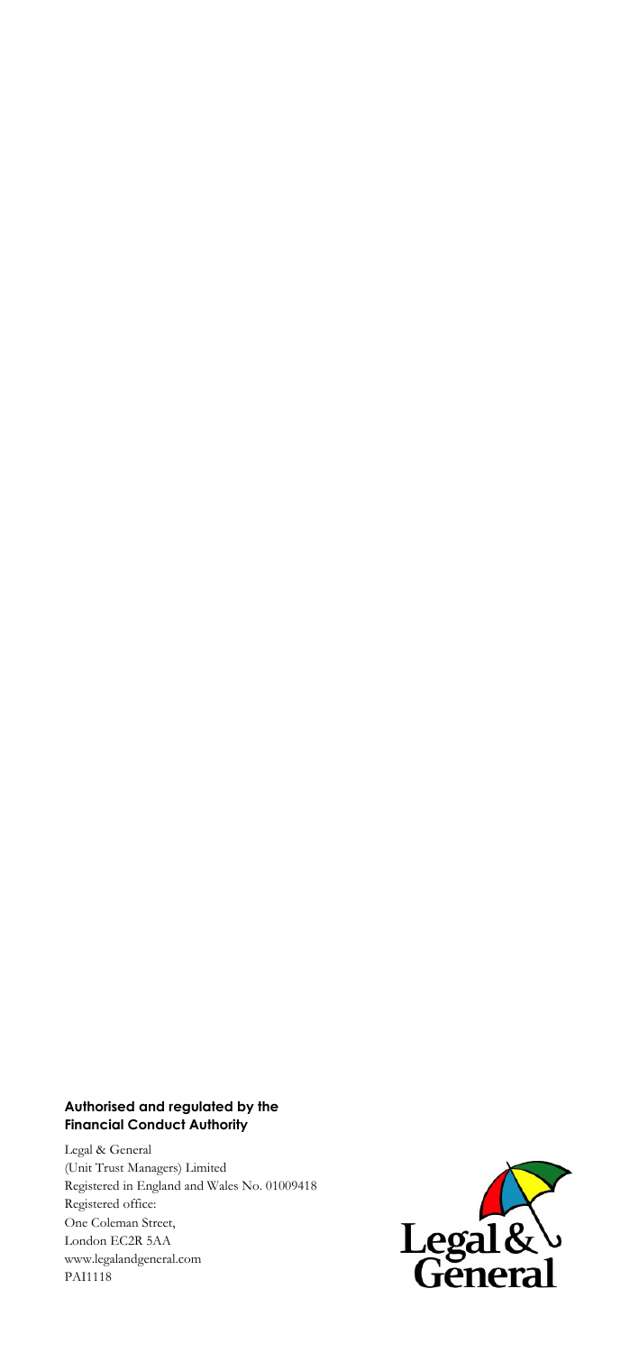**Authorised and regulated by the Financial Conduct Authority**

Legal & General
(Unit Trust Managers) Limited
Registered in England and Wales No. 01009418
Registered office:
One Coleman Street,
London EC2R 5AA
www.legalandgeneral.com
PAI1118